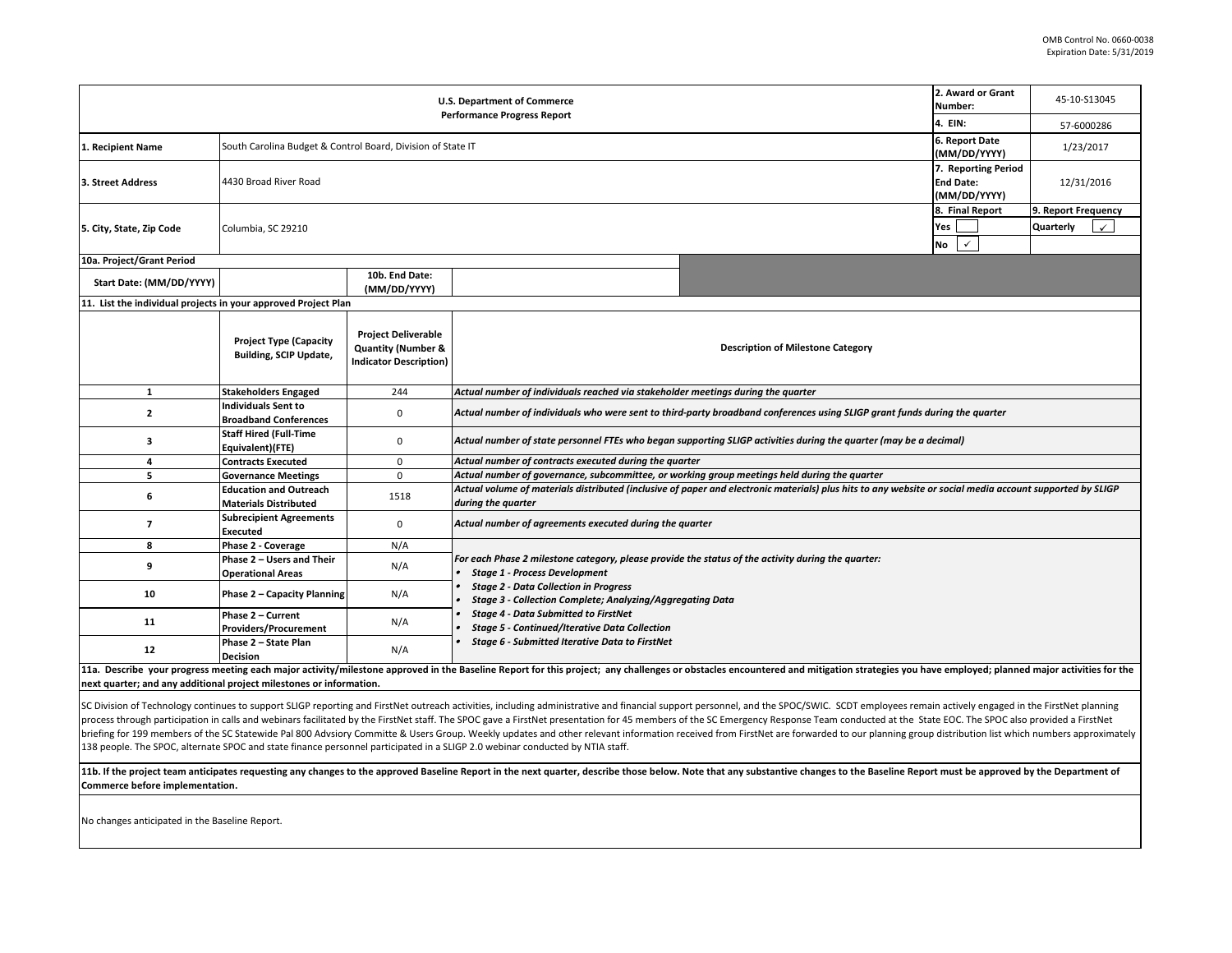OMB Control No. 0660-0038
Expiration Date: 5/31/2019

| **U.S. Department of Commerce Performance Progress Report** | | **2. Award or Grant Number:** | 45-10-S13045 |
|---|---|---|---|
| | | **4. EIN:** | 57-6000286 |
| **1. Recipient Name** | South Carolina Budget & Control Board, Division of State IT | **6. Report Date (MM/DD/YYYY)** | 1/23/2017 |
| **3. Street Address** | 4430 Broad River Road | **7. Reporting Period End Date: (MM/DD/YYYY)** | 12/31/2016 |
| **5. City, State, Zip Code** | Columbia, SC 29210 | **8. Final Report** Yes ☐ No ✓ | **9. Report Frequency** Quarterly ✓ |

| **10a. Project/Grant Period** | | | |
|---|---|---|---|
| **Start Date: (MM/DD/YYYY)** | | **10b. End Date: (MM/DD/YYYY)** | |

**11. List the individual projects in your approved Project Plan**

| | **Project Type (Capacity Building, SCIP Update,** | **Project Deliverable Quantity (Number & Indicator Description)** | **Description of Milestone Category** |
|---|---|---|---|
| 1 | **Stakeholders Engaged** | 244 | *Actual number of individuals reached via stakeholder meetings during the quarter* |
| 2 | **Individuals Sent to Broadband Conferences** | 0 | *Actual number of individuals who were sent to third-party broadband conferences using SLIGP grant funds during the quarter* |
| 3 | **Staff Hired (Full-Time Equivalent)(FTE)** | 0 | *Actual number of state personnel FTEs who began supporting SLIGP activities during the quarter (may be a decimal)* |
| 4 | **Contracts Executed** | 0 | *Actual number of contracts executed during the quarter* |
| 5 | **Governance Meetings** | 0 | *Actual number of governance, subcommittee, or working group meetings held during the quarter* |
| 6 | **Education and Outreach Materials Distributed** | 1518 | *Actual volume of materials distributed (inclusive of paper and electronic materials) plus hits to any website or social media account supported by SLIGP during the quarter* |
| 7 | **Subrecipient Agreements Executed** | 0 | *Actual number of agreements executed during the quarter* |
| 8 | **Phase 2 - Coverage** | N/A | *For each Phase 2 milestone category, please provide the status of the activity during the quarter:* <br>• *Stage 1 - Process Development* <br>• *Stage 2 - Data Collection in Progress* <br>• *Stage 3 - Collection Complete; Analyzing/Aggregating Data* <br>• *Stage 4 - Data Submitted to FirstNet* <br>• *Stage 5 - Continued/Iterative Data Collection* <br>• *Stage 6 - Submitted Iterative Data to FirstNet* |
| 9 | **Phase 2 – Users and Their Operational Areas** | N/A | |
| 10 | **Phase 2 – Capacity Planning** | N/A | |
| 11 | **Phase 2 – Current Providers/Procurement** | N/A | |
| 12 | **Phase 2 – State Plan Decision** | N/A | |

**11a. Describe your progress meeting each major activity/milestone approved in the Baseline Report for this project; any challenges or obstacles encountered and mitigation strategies you have employed; planned major activities for the next quarter; and any additional project milestones or information.**

SC Division of Technology continues to support SLIGP reporting and FirstNet outreach activities, including administrative and financial support personnel, and the SPOC/SWIC. SCDT employees remain actively engaged in the FirstNet planning process through participation in calls and webinars facilitated by the FirstNet staff. The SPOC gave a FirstNet presentation for 45 members of the SC Emergency Response Team conducted at the State EOC. The SPOC also provided a FirstNet briefing for 199 members of the SC Statewide Pal 800 Advsiory Committe & Users Group. Weekly updates and other relevant information received from FirstNet are forwarded to our planning group distribution list which numbers approximately 138 people. The SPOC, alternate SPOC and state finance personnel participated in a SLIGP 2.0 webinar conducted by NTIA staff.

**11b. If the project team anticipates requesting any changes to the approved Baseline Report in the next quarter, describe those below. Note that any substantive changes to the Baseline Report must be approved by the Department of Commerce before implementation.**

No changes anticipated in the Baseline Report.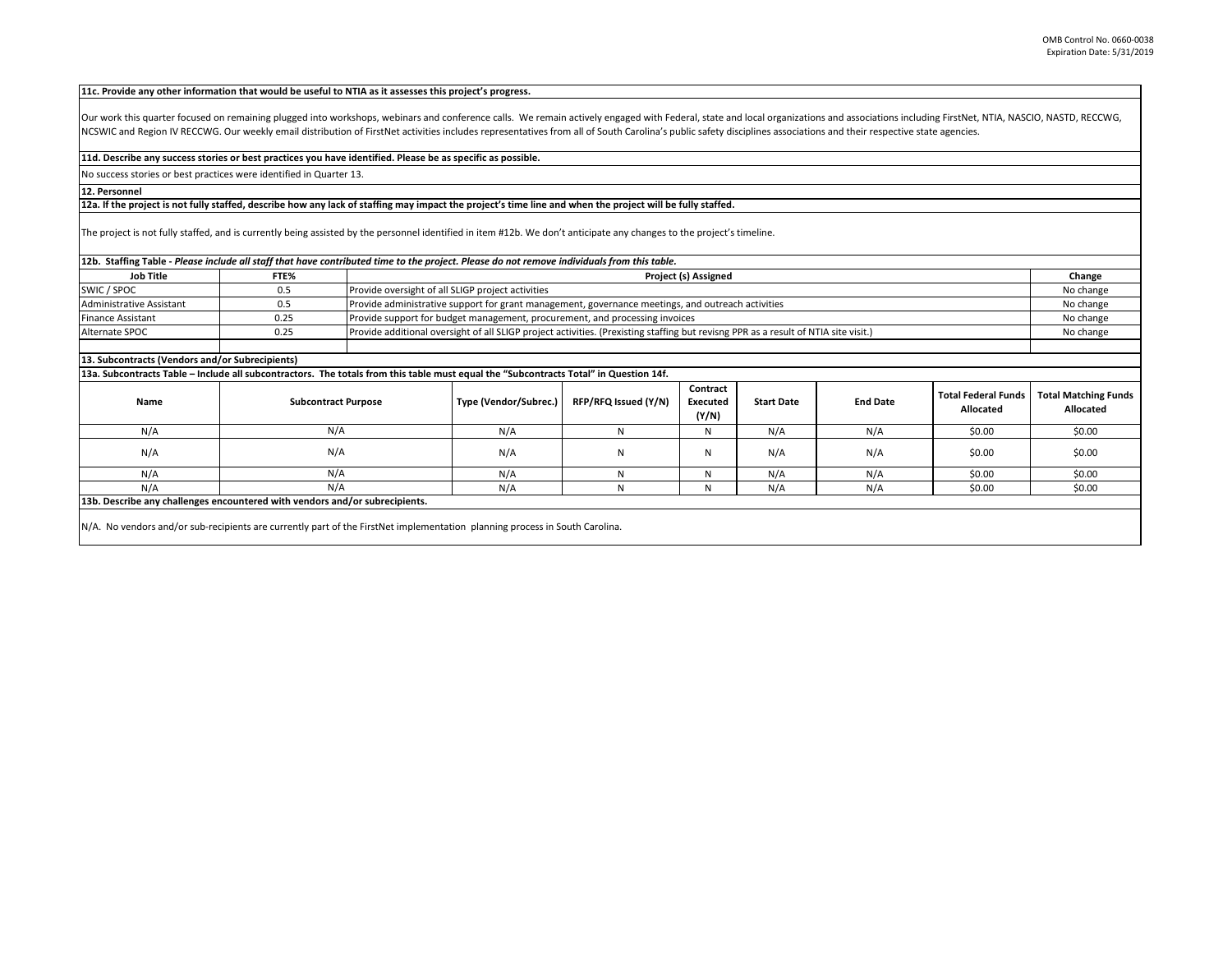**11c. Provide any other information that would be useful to NTIA as it assesses this project's progress.**

Our work this quarter focused on remaining plugged into workshops, webinars and conference calls. We remain actively engaged with Federal, state and local organizations and associations including FirstNet, NTIA, NASCIO, NASTD, RECCWG, NCSWIC and Region IV RECCWG. Our weekly email distribution of FirstNet activities includes representatives from all of South Carolina's public safety disciplines associations and their respective state agencies.

**11d. Describe any success stories or best practices you have identified. Please be as specific as possible.**

No success stories or best practices were identified in Quarter 13.

**12. Personnel**

**12a. If the project is not fully staffed, describe how any lack of staffing may impact the project's time line and when the project will be fully staffed.**

The project is not fully staffed, and is currently being assisted by the personnel identified in item #12b. We don't anticipate any changes to the project's timeline.

**12b. Staffing Table -** ***Please include all staff that have contributed time to the project. Please do not remove individuals from this table.***

| Job Title | FTE% | Project (s) Assigned | Change |
|---|---|---|---|
| SWIC / SPOC | 0.5 | Provide oversight of all SLIGP project activities | No change |
| Administrative Assistant | 0.5 | Provide administrative support for grant management, governance meetings, and outreach activities | No change |
| Finance Assistant | 0.25 | Provide support for budget management, procurement, and processing invoices | No change |
| Alternate SPOC | 0.25 | Provide additional oversight of all SLIGP project activities. (Prexisting staffing but revisng PPR as a result of NTIA site visit.) | No change |
| | | | |

**13. Subcontracts (Vendors and/or Subrecipients)**

**13a. Subcontracts Table – Include all subcontractors. The totals from this table must equal the "Subcontracts Total" in Question 14f.**

| Name | Subcontract Purpose | Type (Vendor/Subrec.) | RFP/RFQ Issued (Y/N) | Contract Executed (Y/N) | Start Date | End Date | Total Federal Funds Allocated | Total Matching Funds Allocated |
|---|---|---|---|---|---|---|---|---|
| N/A | N/A | N/A | N | N | N/A | N/A | $0.00 | $0.00 |
| N/A | N/A | N/A | N | N | N/A | N/A | $0.00 | $0.00 |
| N/A | N/A | N/A | N | N | N/A | N/A | $0.00 | $0.00 |
| N/A | N/A | N/A | N | N | N/A | N/A | $0.00 | $0.00 |

**13b. Describe any challenges encountered with vendors and/or subrecipients.**

N/A. No vendors and/or sub-recipients are currently part of the FirstNet implementation planning process in South Carolina.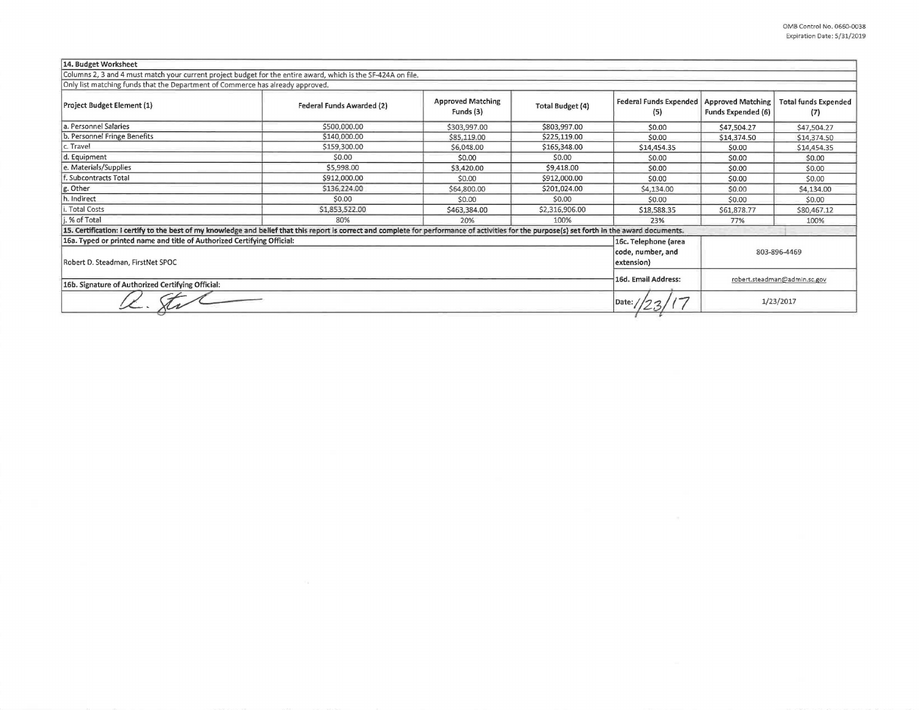OMB Control No. 0660-0038
Expiration Date: 5/31/2019

| 14. Budget Worksheet | | | | | | |
| --- | --- | --- | --- | --- | --- | --- |
| Columns 2, 3 and 4 must match your current project budget for the entire award, which is the SF-424A on file. | | | | | | |
| Only list matching funds that the Department of Commerce has already approved. | | | | | | |
| Project Budget Element (1) | Federal Funds Awarded (2) | Approved Matching Funds (3) | Total Budget (4) | Federal Funds Expended (5) | Approved Matching Funds Expended (6) | Total funds Expended (7) |
| a. Personnel Salaries | $500,000.00 | $303,997.00 | $803,997.00 | $0.00 | $47,504.27 | $47,504.27 |
| b. Personnel Fringe Benefits | $140,000.00 | $85,119.00 | $225,119.00 | $0.00 | $14,374.50 | $14,374.50 |
| c. Travel | $159,300.00 | $6,048.00 | $165,348.00 | $14,454.35 | $0.00 | $14,454.35 |
| d. Equipment | $0.00 | $0.00 | $0.00 | $0.00 | $0.00 | $0.00 |
| e. Materials/Supplies | $5,998.00 | $3,420.00 | $9,418.00 | $0.00 | $0.00 | $0.00 |
| f. Subcontracts Total | $912,000.00 | $0.00 | $912,000.00 | $0.00 | $0.00 | $0.00 |
| g. Other | $136,224.00 | $64,800.00 | $201,024.00 | $4,134.00 | $0.00 | $4,134.00 |
| h. Indirect | $0.00 | $0.00 | $0.00 | $0.00 | $0.00 | $0.00 |
| i. Total Costs | $1,853,522.00 | $463,384.00 | $2,316,906.00 | $18,588.35 | $61,878.77 | $80,467.12 |
| j. % of Total | 80% | 20% | 100% | 23% | 77% | 100% |

**15. Certification: I certify to the best of my knowledge and belief that this report is correct and complete for performance of activities for the purpose(s) set forth in the award documents.**

| | | |
| --- | --- | --- |
| 16a. Typed or printed name and title of Authorized Certifying Official: Robert D. Steadman, FirstNet SPOC | 16c. Telephone (area code, number, and extension) | 803-896-4469 |
| 16b. Signature of Authorized Certifying Official: | 16d. Email Address: | robert.steadman@admin.sc.gov |
| R. Steadman | Date: 1/23/17 | 1/23/2017 |